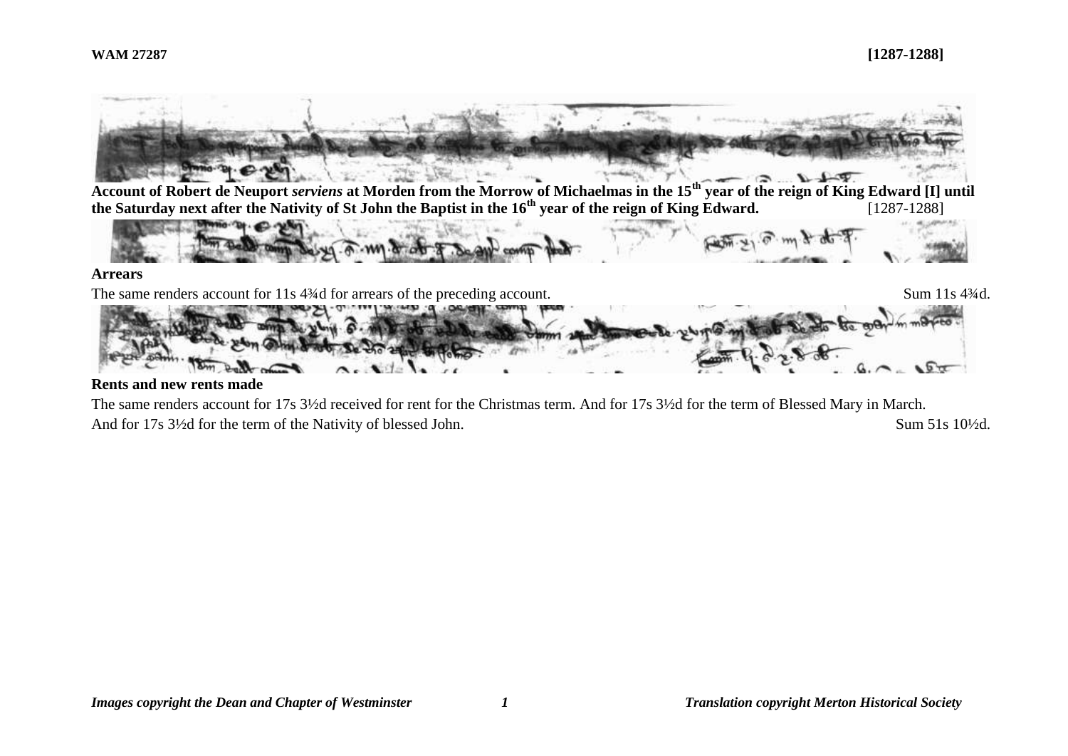**WAM 27287** **[1287-1288]**

**Account of Robert de Neuport *serviens* at Morden from the Morrow of Michaelmas in the 15th year of the reign of King Edward [I] until the Saturday next after the Nativity of St John the Baptist in the 16th year of the reign of King Edward.** [1287-1288]

**Arrears**

The same renders account for 11s 4¾d for arrears of the preceding account. Sum 11s 4¾d.

**Rents and new rents made**

The same renders account for 17s 3½d received for rent for the Christmas term. And for 17s 3½d for the term of Blessed Mary in March. And for 17s 3½d for the term of the Nativity of blessed John. Sum 51s 10½d.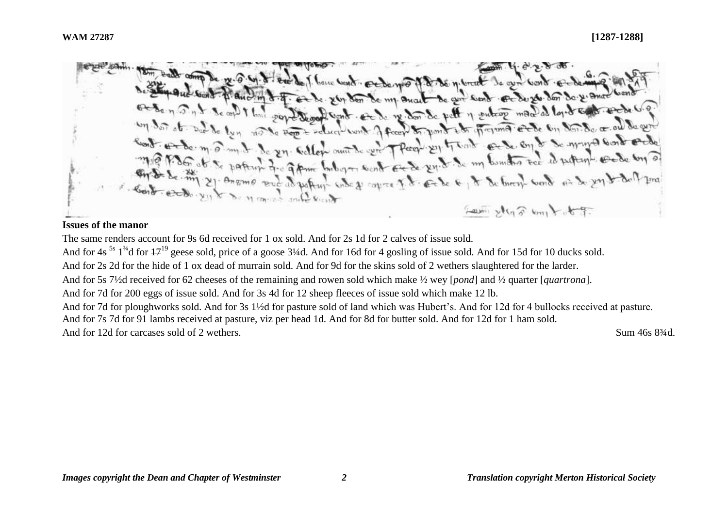**Issues of the manor**

The same renders account for 9s 6d received for 1 ox sold. And for 2s 1d for 2 calves of issue sold.

And for ~~4s~~ 5s 1¾d for ~~17~~ 19 geese sold, price of a goose 3¼d. And for 16d for 4 gosling of issue sold. And for 15d for 10 ducks sold.

And for 2s 2d for the hide of 1 ox dead of murrain sold. And for 9d for the skins sold of 2 wethers slaughtered for the larder.

And for 5s 7½d received for 62 cheeses of the remaining and rowen sold which make ½ wey [*pond*] and ½ quarter [*quartrona*].

And for 7d for 200 eggs of issue sold. And for 3s 4d for 12 sheep fleeces of issue sold which make 12 lb.

And for 7d for ploughworks sold. And for 3s 1½d for pasture sold of land which was Hubert's. And for 12d for 4 bullocks received at pasture.

And for 7s 7d for 91 lambs received at pasture, viz per head 1d. And for 8d for butter sold. And for 12d for 1 ham sold.

And for 12d for carcases sold of 2 wethers. Sum 46s 8¾d.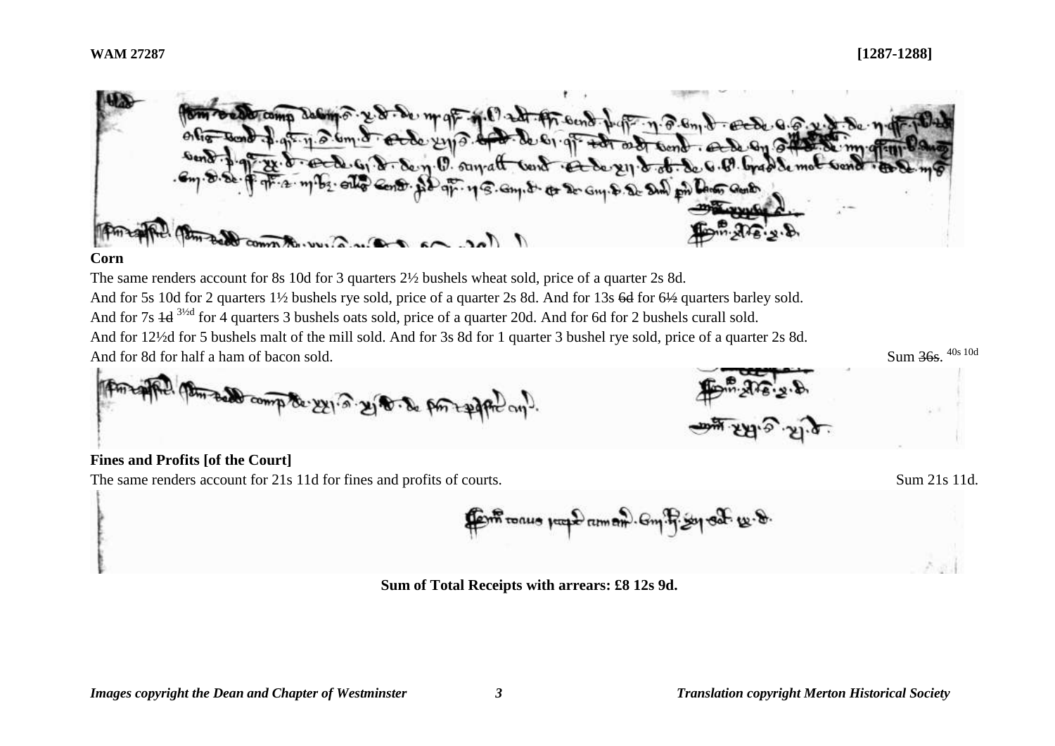WAM 27287 [1287-1288]

**Corn**

The same renders account for 8s 10d for 3 quarters 2½ bushels wheat sold, price of a quarter 2s 8d.
And for 5s 10d for 2 quarters 1½ bushels rye sold, price of a quarter 2s 8d. And for 13s ~~6d~~ for 6~~½~~ quarters barley sold.
And for 7s ~~1d~~ 3½d for 4 quarters 3 bushels oats sold, price of a quarter 20d. And for 6d for 2 bushels curall sold.
And for 12½d for 5 bushels malt of the mill sold. And for 3s 8d for 1 quarter 3 bushel rye sold, price of a quarter 2s 8d.
And for 8d for half a ham of bacon sold. Sum ~~36s~~. 40s 10d

**Fines and Profits [of the Court]**

The same renders account for 21s 11d for fines and profits of courts. Sum 21s 11d.

**Sum of Total Receipts with arrears: £8 12s 9d.**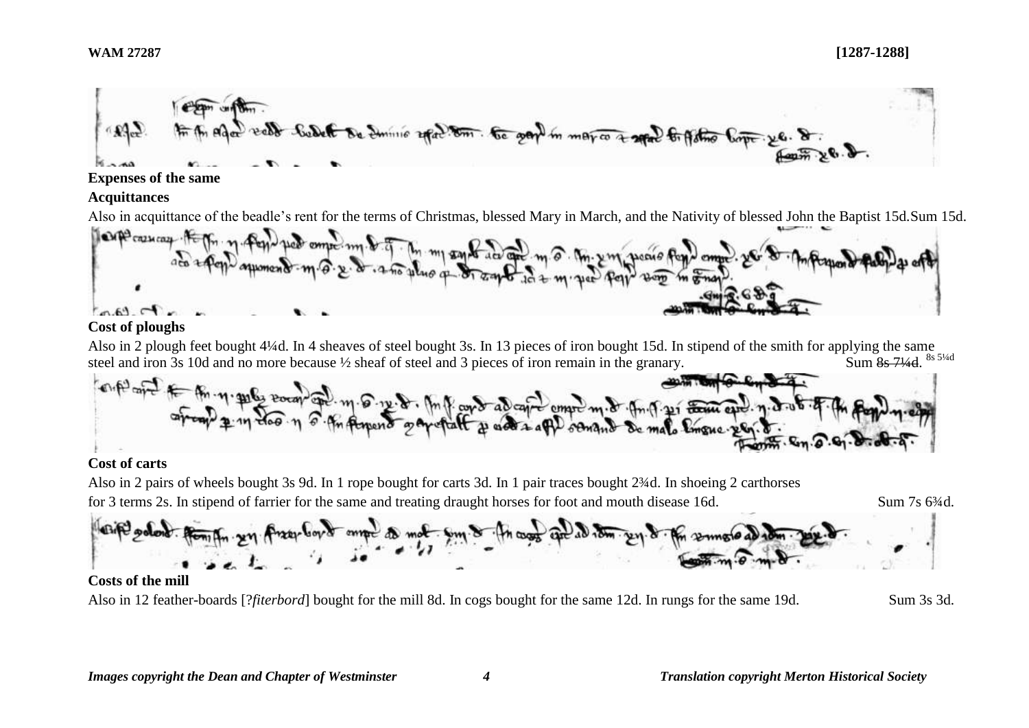**Expenses of the same**

**Acquittances**

Also in acquittance of the beadle's rent for the terms of Christmas, blessed Mary in March, and the Nativity of blessed John the Baptist 15d. Sum 15d.

**Cost of ploughs**

Also in 2 plough feet bought 4¼d. In 4 sheaves of steel bought 3s. In 13 pieces of iron bought 15d. In stipend of the smith for applying the same steel and iron 3s 10d and no more because ½ sheaf of steel and 3 pieces of iron remain in the granary. Sum ~~8s 7¼d~~. 8s 5¼d

**Cost of carts**

Also in 2 pairs of wheels bought 3s 9d. In 1 rope bought for carts 3d. In 1 pair traces bought 2¾d. In shoeing 2 carthorses for 3 terms 2s. In stipend of farrier for the same and treating draught horses for foot and mouth disease 16d. Sum 7s 6¾d.

**Costs of the mill**

Also in 12 feather-boards [?*fiterbord*] bought for the mill 8d. In cogs bought for the same 12d. In rungs for the same 19d. Sum 3s 3d.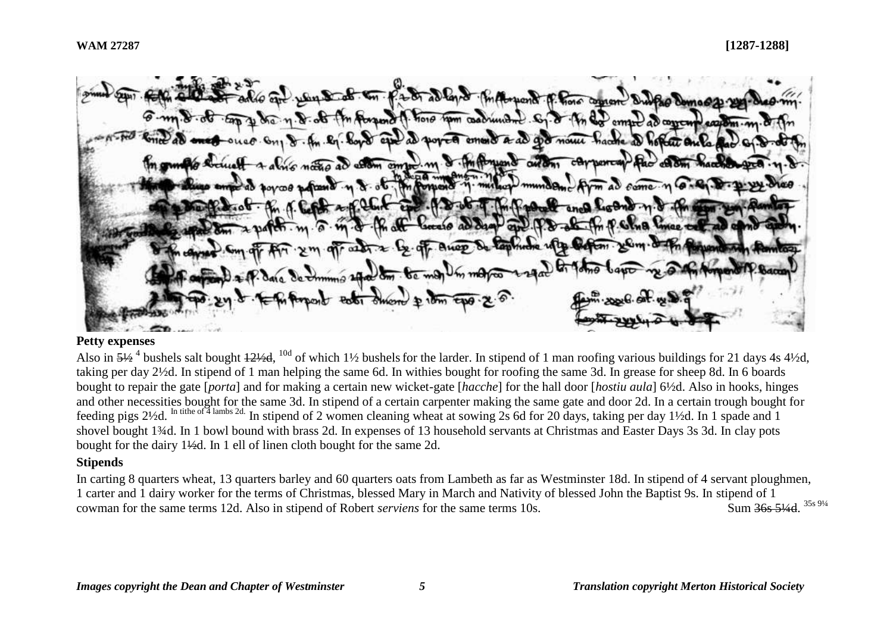## Petty expenses

Also in ~~5½~~ [4] bushels salt bought ~~12½d~~, [10d] of which 1½ bushels for the larder. In stipend of 1 man roofing various buildings for 21 days 4s 4½d, taking per day 2½d. In stipend of 1 man helping the same 6d. In withies bought for roofing the same 3d. In grease for sheep 8d. In 6 boards bought to repair the gate [*porta*] and for making a certain new wicket-gate [*hacche*] for the hall door [*hostiu aula*] 6½d. Also in hooks, hinges and other necessities bought for the same 3d. In stipend of a certain carpenter making the same gate and door 2d. In a certain trough bought for feeding pigs 2½d. [In tithe of 4 lambs 2d.] In stipend of 2 women cleaning wheat at sowing 2s 6d for 20 days, taking per day 1½d. In 1 spade and 1 shovel bought 1¾d. In 1 bowl bound with brass 2d. In expenses of 13 household servants at Christmas and Easter Days 3s 3d. In clay pots bought for the dairy 1½d. In 1 ell of linen cloth bought for the same 2d.

## Stipends

In carting 8 quarters wheat, 13 quarters barley and 60 quarters oats from Lambeth as far as Westminster 18d. In stipend of 4 servant ploughmen, 1 carter and 1 dairy worker for the terms of Christmas, blessed Mary in March and Nativity of blessed John the Baptist 9s. In stipend of 1 cowman for the same terms 12d. Also in stipend of Robert *serviens* for the same terms 10s. Sum ~~36s 5¼d~~. [35s 9¼]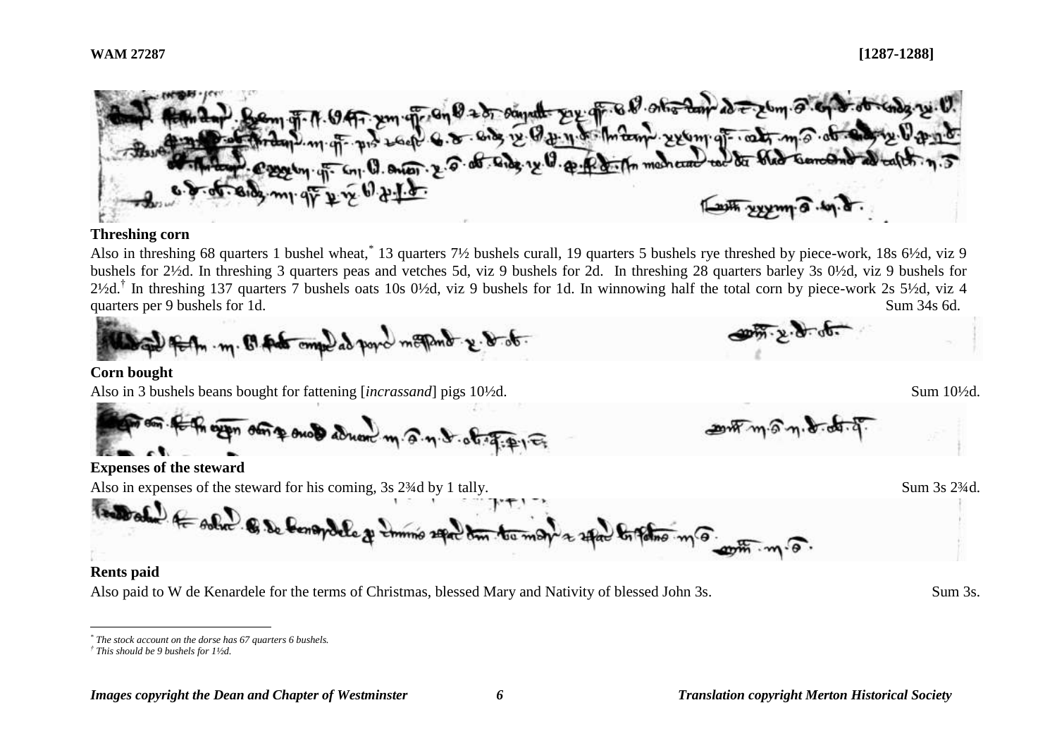### Threshing corn

Also in threshing 68 quarters 1 bushel wheat,* 13 quarters 7½ bushels curall, 19 quarters 5 bushels rye threshed by piece-work, 18s 6½d, viz 9 bushels for 2½d. In threshing 3 quarters peas and vetches 5d, viz 9 bushels for 2d. In threshing 28 quarters barley 3s 0½d, viz 9 bushels for 2½d.† In threshing 137 quarters 7 bushels oats 10s 0½d, viz 9 bushels for 1d. In winnowing half the total corn by piece-work 2s 5½d, viz 4 quarters per 9 bushels for 1d. Sum 34s 6d.

### Corn bought

Also in 3 bushels beans bought for fattening [*incrassand*] pigs 10½d. Sum 10½d.

### Expenses of the steward

Also in expenses of the steward for his coming, 3s 2¾d by 1 tally. Sum 3s 2¾d.

### Rents paid

Also paid to W de Kenardele for the terms of Christmas, blessed Mary and Nativity of blessed John 3s. Sum 3s.

---

* *The stock account on the dorse has 67 quarters 6 bushels.*

† *This should be 9 bushels for 1½d.*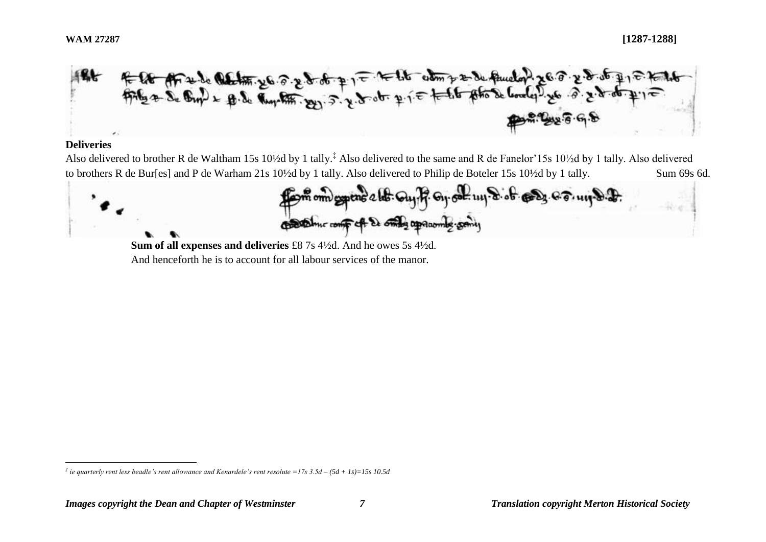**Deliveries**

Also delivered to brother R de Waltham 15s 10½d by 1 tally.[‡] Also delivered to the same and R de Fanelor'15s 10½d by 1 tally. Also delivered to brothers R de Bur[es] and P de Warham 21s 10½d by 1 tally. Also delivered to Philip de Boteler 15s 10½d by 1 tally. Sum 69s 6d.

**Sum of all expenses and deliveries** £8 7s 4½d. And he owes 5s 4½d.
And henceforth he is to account for all labour services of the manor.

---

[‡] *ie quarterly rent less beadle's rent allowance and Kenardele's rent resolute =17s 3.5d – (5d + 1s)=15s 10.5d*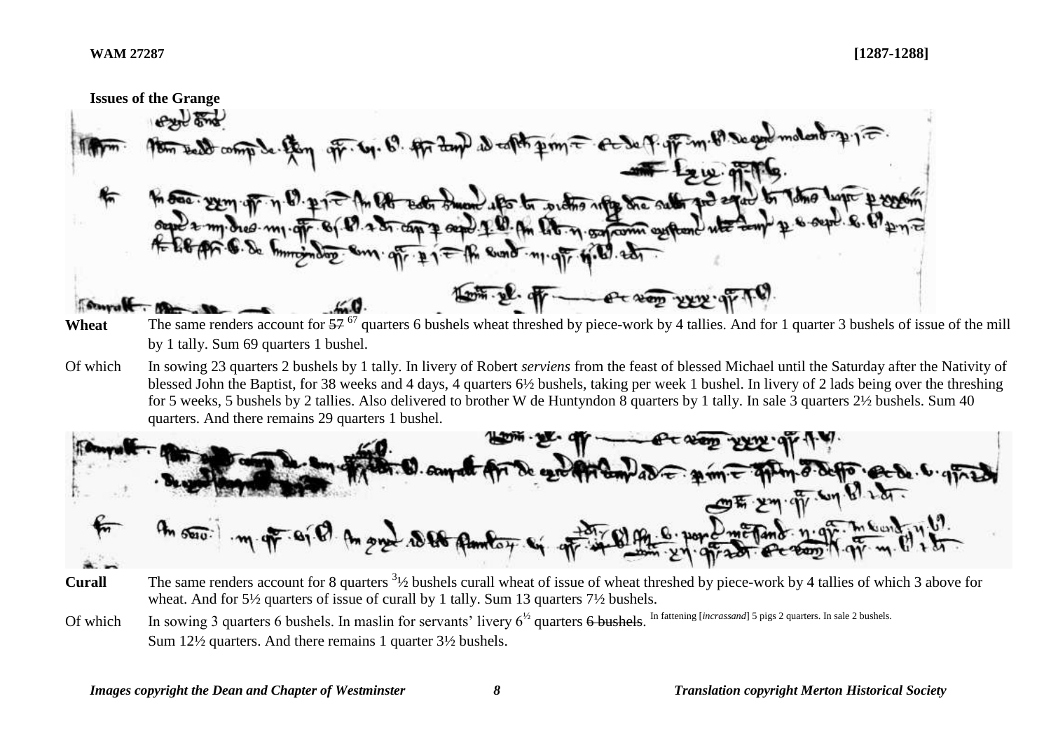**WAM 27287** **[1287-1288]**

**Issues of the Grange**

**Wheat** The same renders account for ~~57~~ 67 quarters 6 bushels wheat threshed by piece-work by 4 tallies. And for 1 quarter 3 bushels of issue of the mill by 1 tally. Sum 69 quarters 1 bushel.

Of which In sowing 23 quarters 2 bushels by 1 tally. In livery of Robert *serviens* from the feast of blessed Michael until the Saturday after the Nativity of blessed John the Baptist, for 38 weeks and 4 days, 4 quarters 6½ bushels, taking per week 1 bushel. In livery of 2 lads being over the threshing for 5 weeks, 5 bushels by 2 tallies. Also delivered to brother W de Huntyndon 8 quarters by 1 tally. In sale 3 quarters 2½ bushels. Sum 40 quarters. And there remains 29 quarters 1 bushel.

**Curall** The same renders account for 8 quarters 3½ bushels curall wheat of issue of wheat threshed by piece-work by 4 tallies of which 3 above for wheat. And for 5½ quarters of issue of curall by 1 tally. Sum 13 quarters 7½ bushels.

Of which In sowing 3 quarters 6 bushels. In maslin for servants' livery 6½ quarters ~~6 bushels~~. In fattening [*incrassand*] 5 pigs 2 quarters. In sale 2 bushels. Sum 12½ quarters. And there remains 1 quarter 3½ bushels.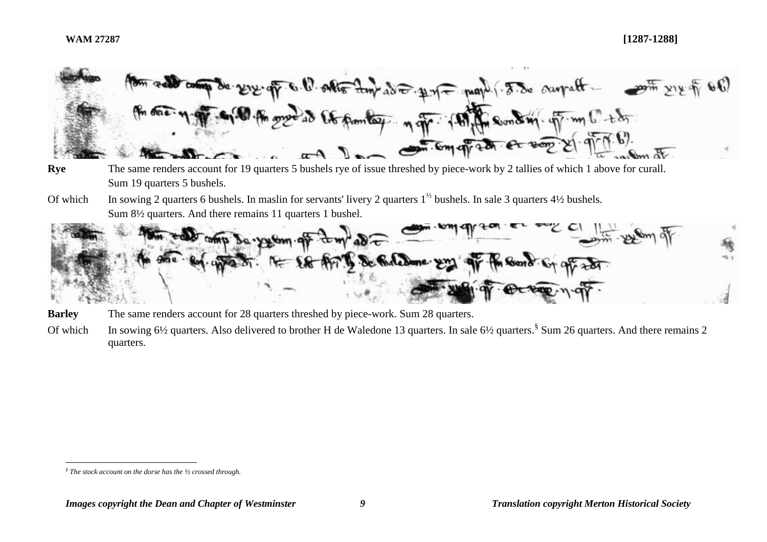**Rye** The same renders account for 19 quarters 5 bushels rye of issue threshed by piece-work by 2 tallies of which 1 above for curall.
Sum 19 quarters 5 bushels.

Of which In sowing 2 quarters 6 bushels. In maslin for servants' livery 2 quarters $1^{1/2}$ bushels. In sale 3 quarters 4½ bushels.
Sum 8½ quarters. And there remains 11 quarters 1 bushel.

**Barley** The same renders account for 28 quarters threshed by piece-work. Sum 28 quarters.

Of which In sowing 6½ quarters. Also delivered to brother H de Waledone 13 quarters. In sale 6½ quarters.[§] Sum 26 quarters. And there remains 2 quarters.

[§] *The stock account on the dorse has the ½ crossed through.*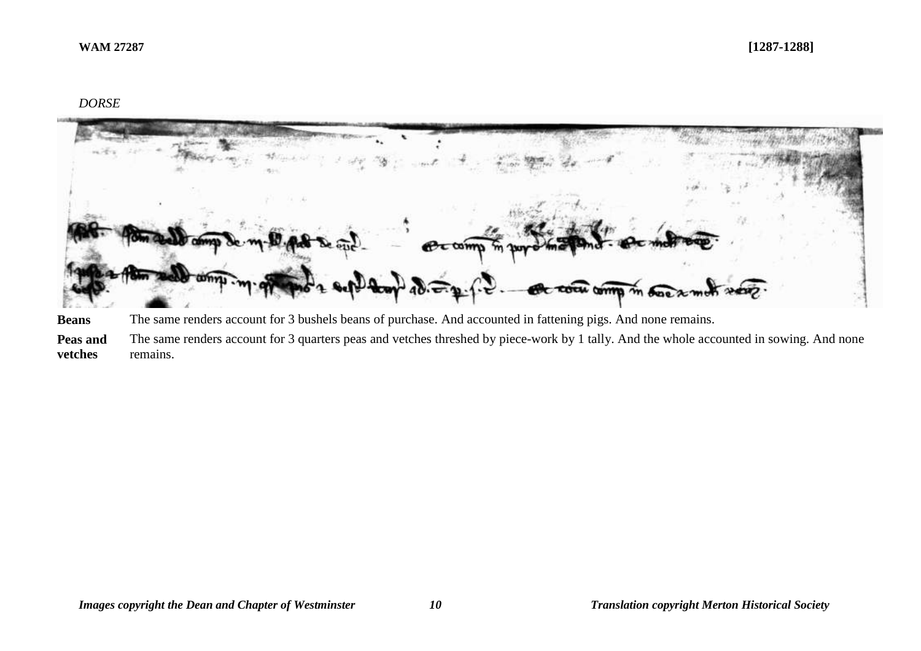*DORSE*

**Beans** The same renders account for 3 bushels beans of purchase. And accounted in fattening pigs. And none remains.

**Peas and vetches** The same renders account for 3 quarters peas and vetches threshed by piece-work by 1 tally. And the whole accounted in sowing. And none remains.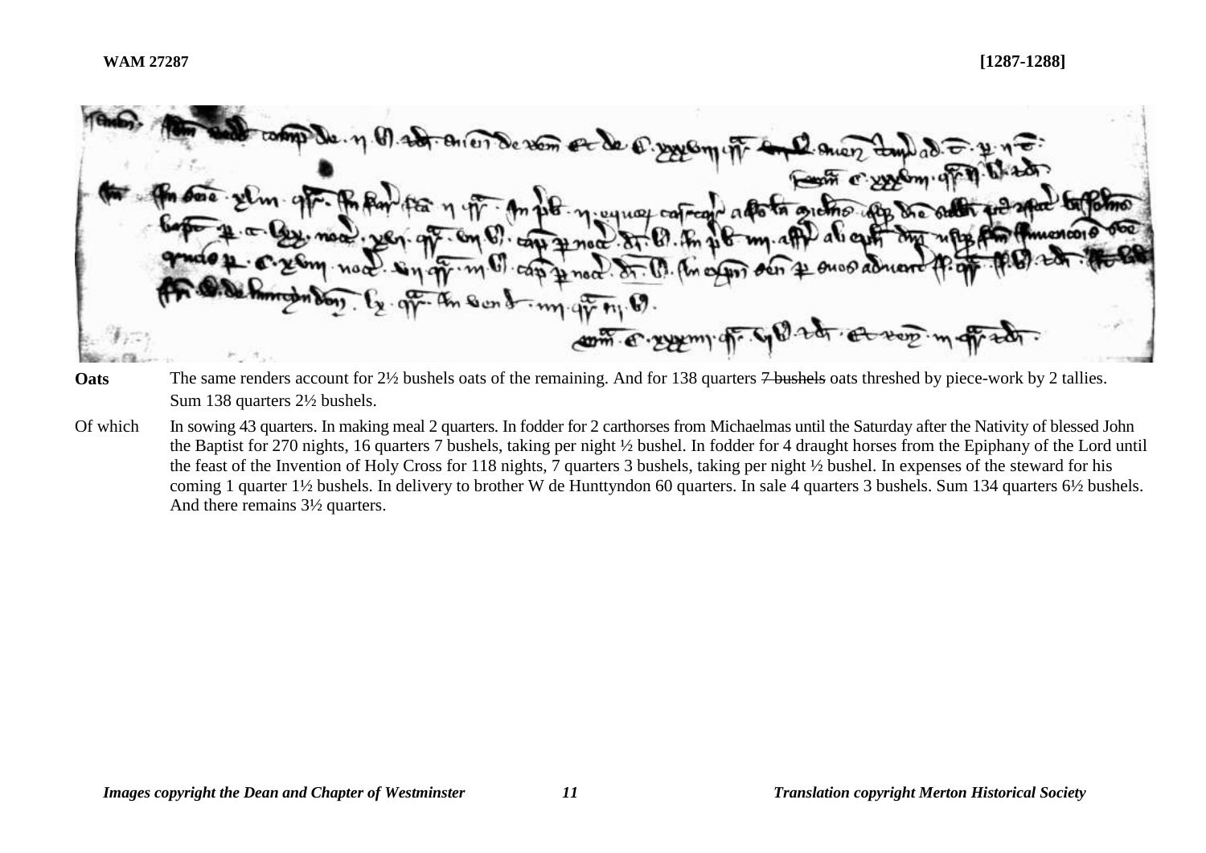**WAM 27287** **[1287-1288]**

**Oats** The same renders account for 2½ bushels oats of the remaining. And for 138 quarters ~~7 bushels~~ oats threshed by piece-work by 2 tallies. Sum 138 quarters 2½ bushels.

Of which In sowing 43 quarters. In making meal 2 quarters. In fodder for 2 carthorses from Michaelmas until the Saturday after the Nativity of blessed John the Baptist for 270 nights, 16 quarters 7 bushels, taking per night ½ bushel. In fodder for 4 draught horses from the Epiphany of the Lord until the feast of the Invention of Holy Cross for 118 nights, 7 quarters 3 bushels, taking per night ½ bushel. In expenses of the steward for his coming 1 quarter 1½ bushels. In delivery to brother W de Hunttyndon 60 quarters. In sale 4 quarters 3 bushels. Sum 134 quarters 6½ bushels. And there remains 3½ quarters.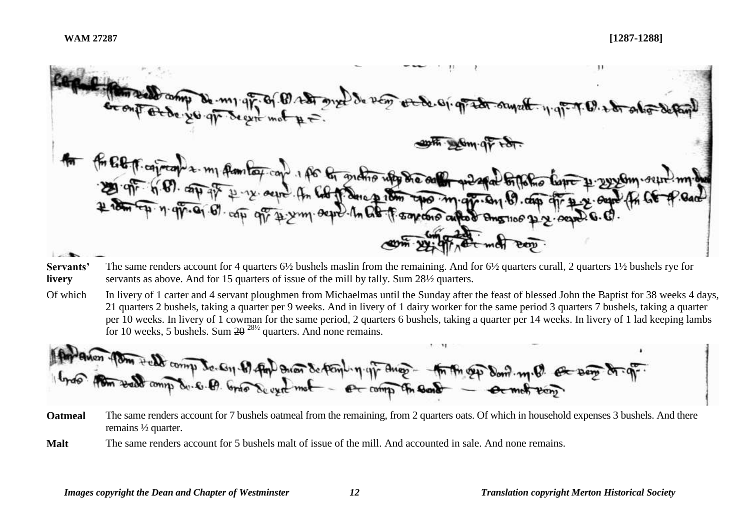**Servants' livery** The same renders account for 4 quarters 6½ bushels maslin from the remaining. And for 6½ quarters curall, 2 quarters 1½ bushels rye for servants as above. And for 15 quarters of issue of the mill by tally. Sum 28½ quarters.

Of which In livery of 1 carter and 4 servant ploughmen from Michaelmas until the Sunday after the feast of blessed John the Baptist for 38 weeks 4 days, 21 quarters 2 bushels, taking a quarter per 9 weeks. And in livery of 1 dairy worker for the same period 3 quarters 7 bushels, taking a quarter per 10 weeks. In livery of 1 cowman for the same period, 2 quarters 6 bushels, taking a quarter per 14 weeks. In livery of 1 lad keeping lambs for 10 weeks, 5 bushels. Sum ~~20~~ 28½ quarters. And none remains.

**Oatmeal** The same renders account for 7 bushels oatmeal from the remaining, from 2 quarters oats. Of which in household expenses 3 bushels. And there remains ½ quarter.

**Malt** The same renders account for 5 bushels malt of issue of the mill. And accounted in sale. And none remains.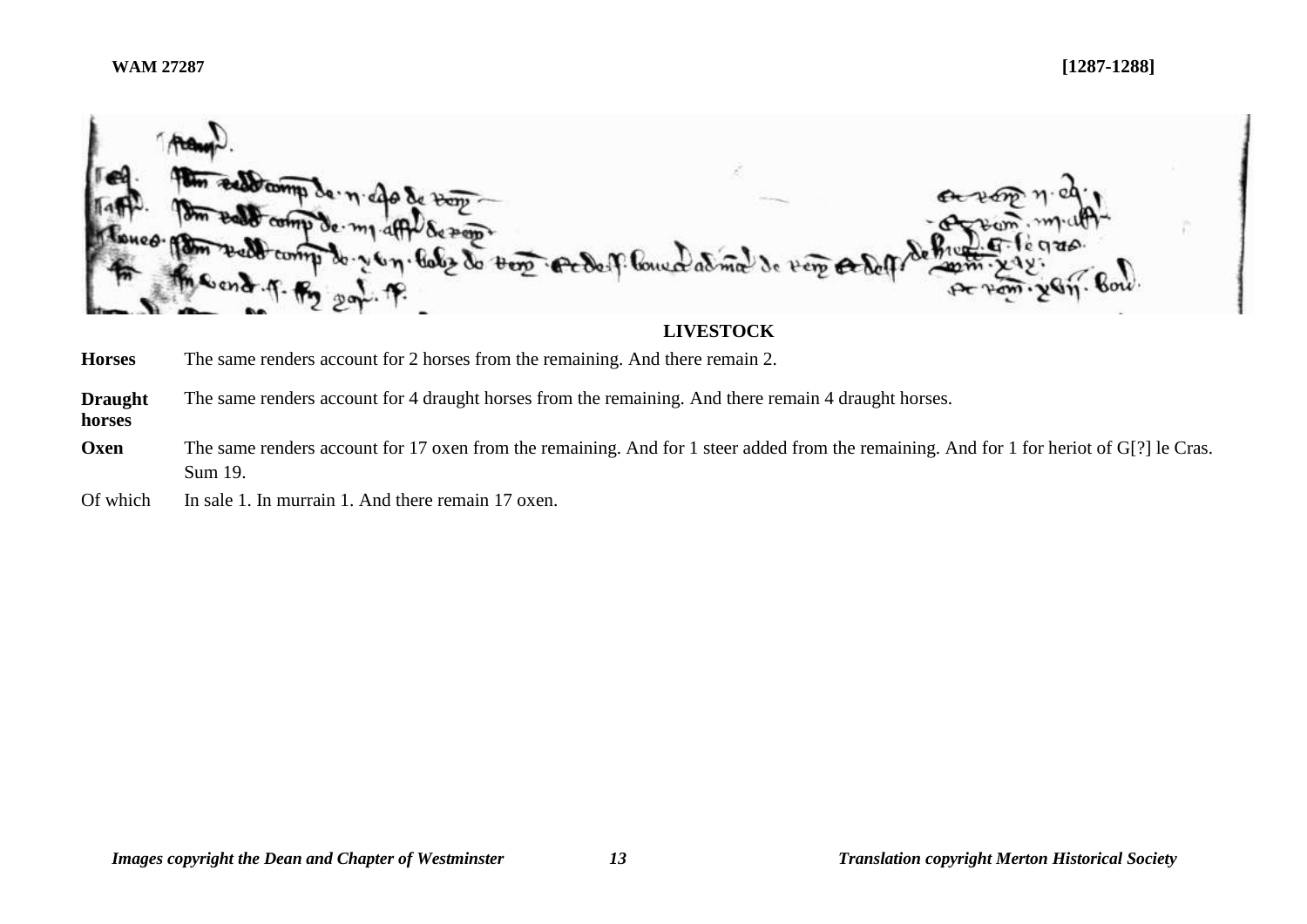## LIVESTOCK

**Horses** The same renders account for 2 horses from the remaining. And there remain 2.

**Draught horses** The same renders account for 4 draught horses from the remaining. And there remain 4 draught horses.

**Oxen** The same renders account for 17 oxen from the remaining. And for 1 steer added from the remaining. And for 1 for heriot of G[?] le Cras. Sum 19.

Of which In sale 1. In murrain 1. And there remain 17 oxen.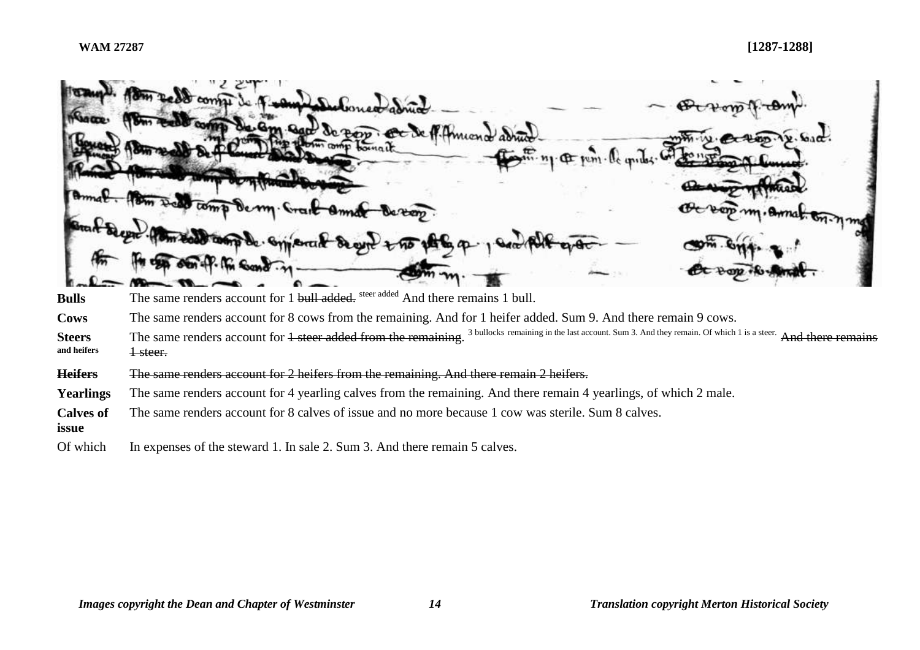| | |
|---|---|
| **Bulls** | The same renders account for 1 ~~bull added.~~ steer added And there remains 1 bull. |
| **Cows** | The same renders account for 8 cows from the remaining. And for 1 heifer added. Sum 9. And there remain 9 cows. |
| **Steers and heifers** | The same renders account for ~~1 steer added from the remaining.~~ 3 bullocks remaining in the last account. Sum 3. And they remain. Of which 1 is a steer. ~~And there remains 1 steer.~~ |
| ~~**Heifers**~~ | ~~The same renders account for 2 heifers from the remaining. And there remain 2 heifers.~~ |
| **Yearlings** | The same renders account for 4 yearling calves from the remaining. And there remain 4 yearlings, of which 2 male. |
| **Calves of issue** | The same renders account for 8 calves of issue and no more because 1 cow was sterile. Sum 8 calves. |
| Of which | In expenses of the steward 1. In sale 2. Sum 3. And there remain 5 calves. |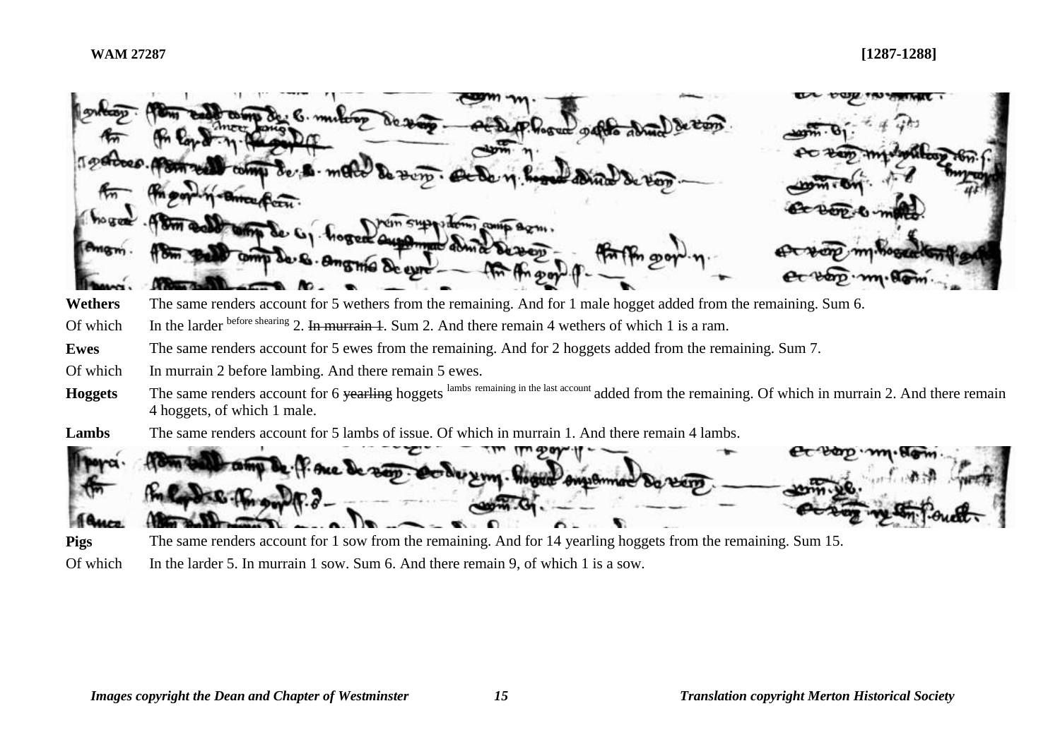| | |
|---|---|
| **Wethers** | The same renders account for 5 wethers from the remaining. And for 1 male hogget added from the remaining. Sum 6. |
| Of which | In the larder [before shearing] 2. ~~In murrain 1~~. Sum 2. And there remain 4 wethers of which 1 is a ram. |
| **Ewes** | The same renders account for 5 ewes from the remaining. And for 2 hoggets added from the remaining. Sum 7. |
| Of which | In murrain 2 before lambing. And there remain 5 ewes. |
| **Hoggets** | The same renders account for 6 ~~yearling~~ hoggets [lambs remaining in the last account] added from the remaining. Of which in murrain 2. And there remain 4 hoggets, of which 1 male. |
| **Lambs** | The same renders account for 5 lambs of issue. Of which in murrain 1. And there remain 4 lambs. |

| | |
|---|---|
| **Pigs** | The same renders account for 1 sow from the remaining. And for 14 yearling hoggets from the remaining. Sum 15. |
| Of which | In the larder 5. In murrain 1 sow. Sum 6. And there remain 9, of which 1 is a sow. |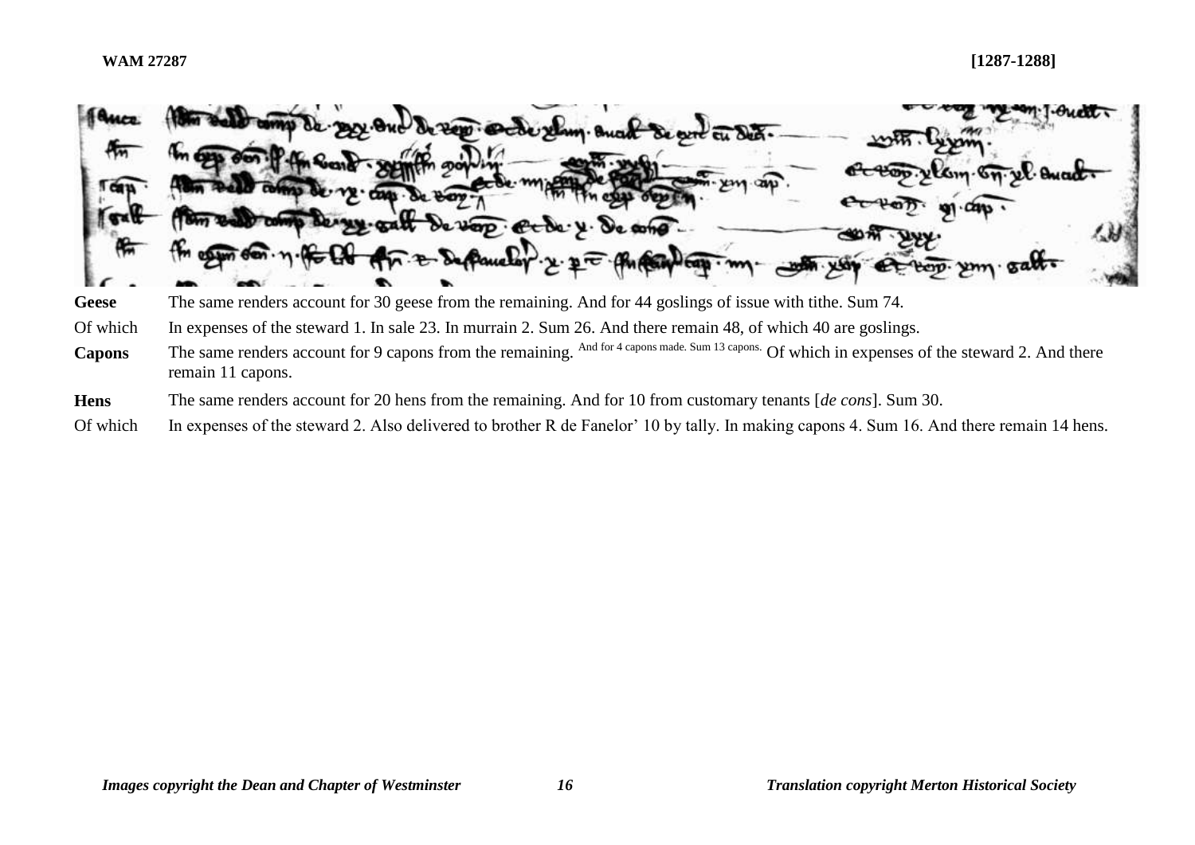| | |
|---|---|
| **Geese** | The same renders account for 30 geese from the remaining. And for 44 goslings of issue with tithe. Sum 74. |
| Of which | In expenses of the steward 1. In sale 23. In murrain 2. Sum 26. And there remain 48, of which 40 are goslings. |
| **Capons** | The same renders account for 9 capons from the remaining. And for 4 capons made. Sum 13 capons. Of which in expenses of the steward 2. And there remain 11 capons. |
| **Hens** | The same renders account for 20 hens from the remaining. And for 10 from customary tenants [*de cons*]. Sum 30. |
| Of which | In expenses of the steward 2. Also delivered to brother R de Fanelor' 10 by tally. In making capons 4. Sum 16. And there remain 14 hens. |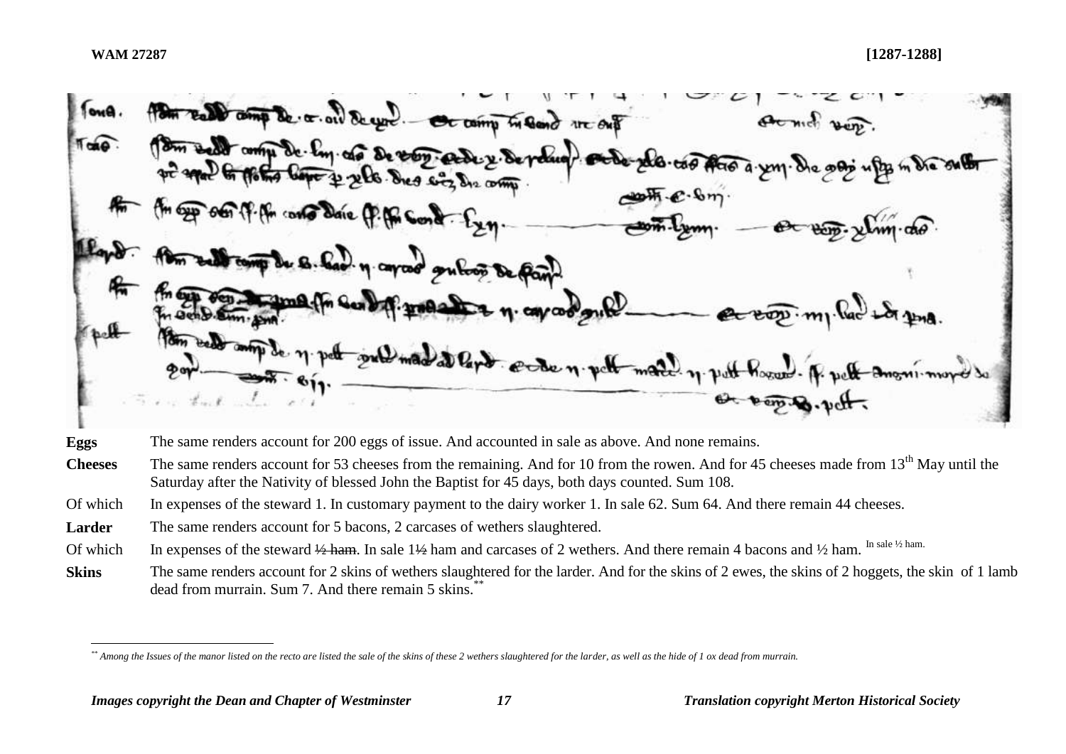**Eggs** The same renders account for 200 eggs of issue. And accounted in sale as above. And none remains.

**Cheeses** The same renders account for 53 cheeses from the remaining. And for 10 from the rowen. And for 45 cheeses made from 13th May until the Saturday after the Nativity of blessed John the Baptist for 45 days, both days counted. Sum 108.

Of which In expenses of the steward 1. In customary payment to the dairy worker 1. In sale 62. Sum 64. And there remain 44 cheeses.

**Larder** The same renders account for 5 bacons, 2 carcases of wethers slaughtered.

Of which In expenses of the steward ~~½ ham~~. In sale 1½ ham and carcases of 2 wethers. And there remain 4 bacons and ½ ham. In sale ½ ham.

**Skins** The same renders account for 2 skins of wethers slaughtered for the larder. And for the skins of 2 ewes, the skins of 2 hoggets, the skin of 1 lamb dead from murrain. Sum 7. And there remain 5 skins.[**]

[**] *Among the Issues of the manor listed on the recto are listed the sale of the skins of these 2 wethers slaughtered for the larder, as well as the hide of 1 ox dead from murrain.*